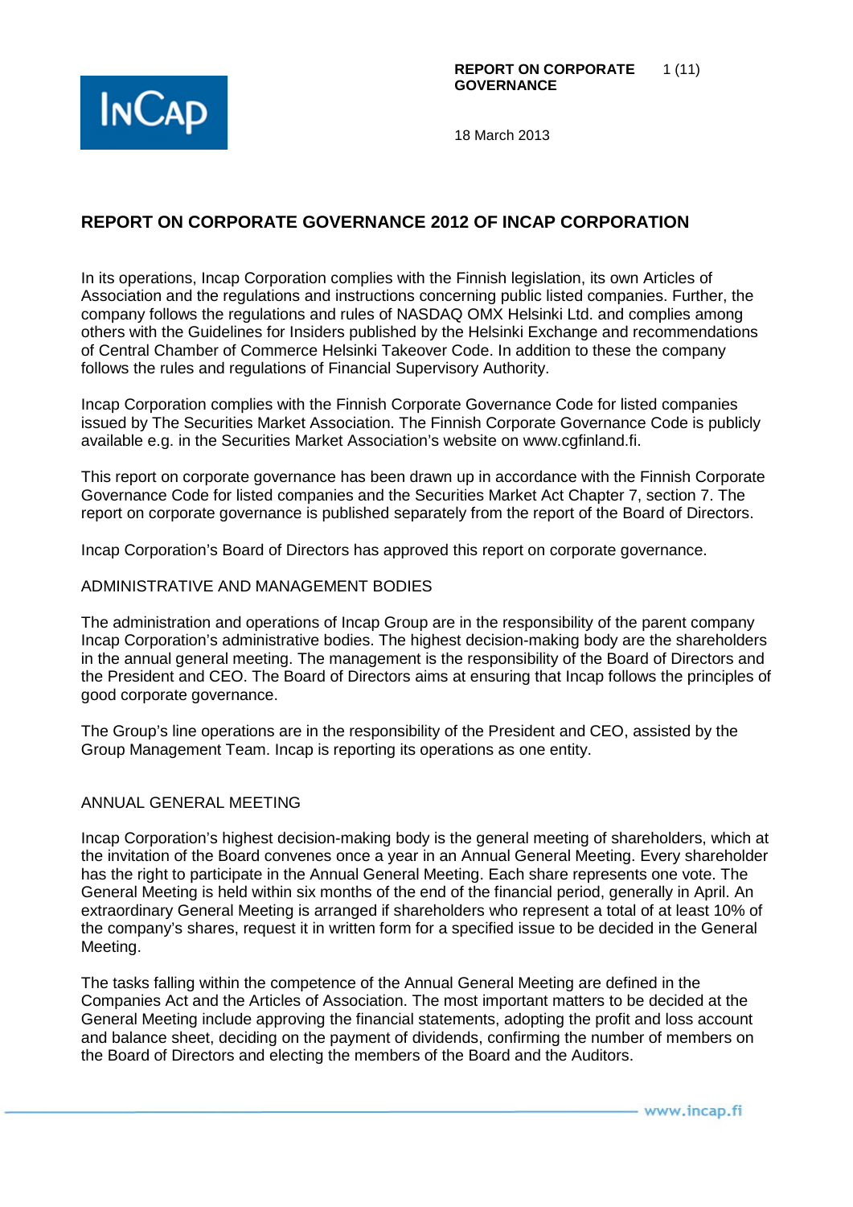# REPORT ON CORPORATE GOVERNANCE 2012 OF INCAP CORPORATION

In its operations, Incap Corporation complies with the Finnish legislation, its own Articles of Association and the regulations and instructions concerning public listed companies. Further, the company follows the regulations and rules of NASDAQ OMX Helsinki Ltd. and complies among others with the Guidelines for Insiders published by the Helsinki Exchange and recommendations of Central Chamber of Commerce Helsinki Takeover Code. In addition to these the company follows the rules and regulations of Financial Supervisory Authority.

Incap Corporation complies with the Finnish Corporate Governance Code for listed companies issued by The Securities Market Association. The Finnish Corporate Governance Code is publicly available e.g. in the Securities Market Association's website on www.cgfinland.fi.

This report on corporate governance has been drawn up in accordance with the Finnish Corporate Governance Code for listed companies and the Securities Market Act Chapter 7, section 7. The report on corporate governance is published separately from the report of the Board of Directors.

Incap Corporation's Board of Directors has approved this report on corporate governance.

## ADMINISTRATIVE AND MANAGEMENT BODIES

The administration and operations of Incap Group are in the responsibility of the parent company Incap Corporation's administrative bodies. The highest decision-making body are the shareholders in the annual general meeting. The management is the responsibility of the Board of Directors and the President and CEO. The Board of Directors aims at ensuring that Incap follows the principles of good corporate governance.

The Group's line operations are in the responsibility of the President and CEO, assisted by the Group Management Team. Incap is reporting its operations as one entity.

## ANNUAL GENERAL MEETING

Incap Corporation's highest decision-making body is the general meeting of shareholders, which at the invitation of the Board convenes once a year in an Annual General Meeting. Every shareholder has the right to participate in the Annual General Meeting. Each share represents one vote. The General Meeting is held within six months of the end of the financial period, generally in April. An extraordinary General Meeting is arranged if shareholders who represent a total of at least 10% of the company's shares, request it in written form for a specified issue to be decided in the General Meeting.

The tasks falling within the competence of the Annual General Meeting are defined in the Companies Act and the Articles of Association. The most important matters to be decided at the General Meeting include approving the financial statements, adopting the profit and loss account and balance sheet, deciding on the payment of dividends, confirming the number of members on the Board of Directors and electing the members of the Board and the Auditors.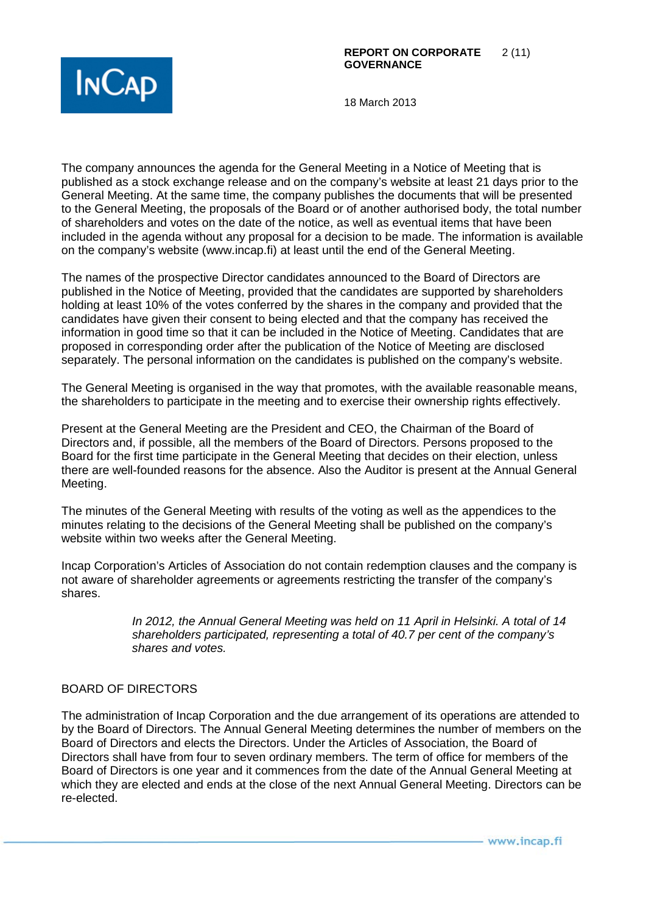The company announces the agenda for the General Meeting in a Notice of Meeting that is published as a stock exchange release and on the company's website at least 21 days prior to the General Meeting. At the same time, the company publishes the documents that will be presented to the General Meeting, the proposals of the Board or of another authorised body, the total number of shareholders and votes on the date of the notice, as well as eventual items that have been included in the agenda without any proposal for a decision to be made. The information is available on the company's website (www.incap.fi) at least until the end of the General Meeting.

The names of the prospective Director candidates announced to the Board of Directors are published in the Notice of Meeting, provided that the candidates are supported by shareholders holding at least 10% of the votes conferred by the shares in the company and provided that the candidates have given their consent to being elected and that the company has received the information in good time so that it can be included in the Notice of Meeting. Candidates that are proposed in corresponding order after the publication of the Notice of Meeting are disclosed separately. The personal information on the candidates is published on the company's website.

The General Meeting is organised in the way that promotes, with the available reasonable means, the shareholders to participate in the meeting and to exercise their ownership rights effectively.

Present at the General Meeting are the President and CEO, the Chairman of the Board of Directors and, if possible, all the members of the Board of Directors. Persons proposed to the Board for the first time participate in the General Meeting that decides on their election, unless there are well-founded reasons for the absence. Also the Auditor is present at the Annual General Meeting.

The minutes of the General Meeting with results of the voting as well as the appendices to the minutes relating to the decisions of the General Meeting shall be published on the company's website within two weeks after the General Meeting.

Incap Corporation's Articles of Association do not contain redemption clauses and the company is not aware of shareholder agreements or agreements restricting the transfer of the company's shares.

> *In 2012, the Annual General Meeting was held on 11 April in Helsinki. A total of 14 shareholders participated, representing a total of 40.7 per cent of the company's shares and votes.*

## BOARD OF DIRECTORS

The administration of Incap Corporation and the due arrangement of its operations are attended to by the Board of Directors. The Annual General Meeting determines the number of members on the Board of Directors and elects the Directors. Under the Articles of Association, the Board of Directors shall have from four to seven ordinary members. The term of office for members of the Board of Directors is one year and it commences from the date of the Annual General Meeting at which they are elected and ends at the close of the next Annual General Meeting. Directors can be re-elected.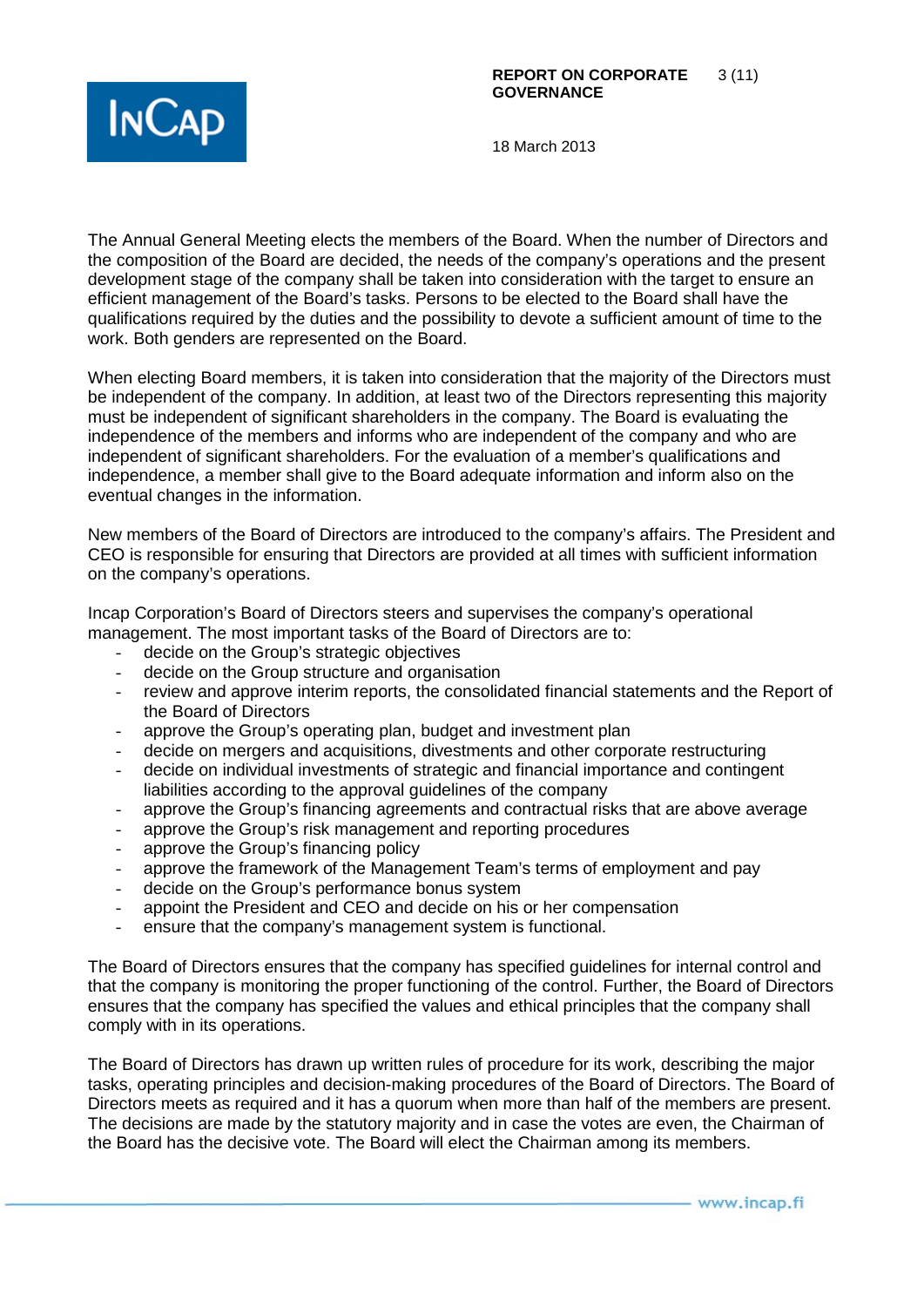The Annual General Meeting elects the members of the Board. When the number of Directors and the composition of the Board are decided, the needs of the company's operations and the present development stage of the company shall be taken into consideration with the target to ensure an efficient management of the Board's tasks. Persons to be elected to the Board shall have the qualifications required by the duties and the possibility to devote a sufficient amount of time to the work. Both genders are represented on the Board.

When electing Board members, it is taken into consideration that the majority of the Directors must be independent of the company. In addition, at least two of the Directors representing this majority must be independent of significant shareholders in the company. The Board is evaluating the independence of the members and informs who are independent of the company and who are independent of significant shareholders. For the evaluation of a member's qualifications and independence, a member shall give to the Board adequate information and inform also on the eventual changes in the information.

New members of the Board of Directors are introduced to the company's affairs. The President and CEO is responsible for ensuring that Directors are provided at all times with sufficient information on the company's operations.

Incap Corporation's Board of Directors steers and supervises the company's operational management. The most important tasks of the Board of Directors are to:

- decide on the Group's strategic objectives
- decide on the Group structure and organisation
- review and approve interim reports, the consolidated financial statements and the Report of the Board of Directors
- approve the Group's operating plan, budget and investment plan
- decide on mergers and acquisitions, divestments and other corporate restructuring
- decide on individual investments of strategic and financial importance and contingent liabilities according to the approval guidelines of the company
- approve the Group's financing agreements and contractual risks that are above average
- approve the Group's risk management and reporting procedures
- approve the Group's financing policy
- approve the framework of the Management Team's terms of employment and pay
- decide on the Group's performance bonus system
- appoint the President and CEO and decide on his or her compensation
- ensure that the company's management system is functional.

The Board of Directors ensures that the company has specified guidelines for internal control and that the company is monitoring the proper functioning of the control. Further, the Board of Directors ensures that the company has specified the values and ethical principles that the company shall comply with in its operations.

The Board of Directors has drawn up written rules of procedure for its work, describing the major tasks, operating principles and decision-making procedures of the Board of Directors. The Board of Directors meets as required and it has a quorum when more than half of the members are present. The decisions are made by the statutory majority and in case the votes are even, the Chairman of the Board has the decisive vote. The Board will elect the Chairman among its members.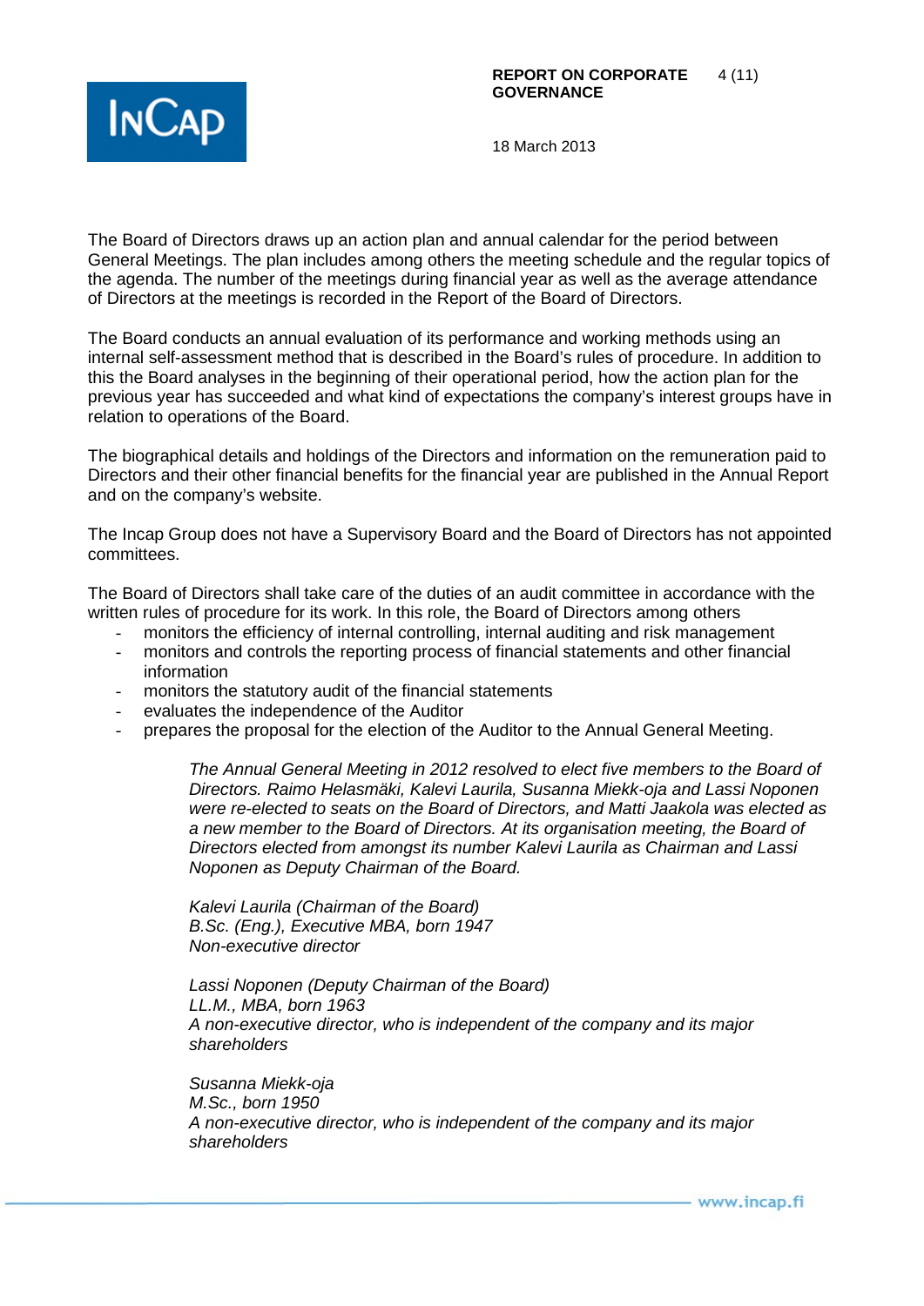The Board of Directors draws up an action plan and annual calendar for the period between General Meetings. The plan includes among others the meeting schedule and the regular topics of the agenda. The number of the meetings during financial year as well as the average attendance of Directors at the meetings is recorded in the Report of the Board of Directors.

The Board conducts an annual evaluation of its performance and working methods using an internal self-assessment method that is described in the Board's rules of procedure. In addition to this the Board analyses in the beginning of their operational period, how the action plan for the previous year has succeeded and what kind of expectations the company's interest groups have in relation to operations of the Board.

The biographical details and holdings of the Directors and information on the remuneration paid to Directors and their other financial benefits for the financial year are published in the Annual Report and on the company's website.

The Incap Group does not have a Supervisory Board and the Board of Directors has not appointed committees.

The Board of Directors shall take care of the duties of an audit committee in accordance with the written rules of procedure for its work. In this role, the Board of Directors among others

- monitors the efficiency of internal controlling, internal auditing and risk management
- monitors and controls the reporting process of financial statements and other financial information
- monitors the statutory audit of the financial statements
- evaluates the independence of the Auditor
- prepares the proposal for the election of the Auditor to the Annual General Meeting.

*The Annual General Meeting in 2012 resolved to elect five members to the Board of Directors. Raimo Helasmäki, Kalevi Laurila, Susanna Miekk-oja and Lassi Noponen were re-elected to seats on the Board of Directors, and Matti Jaakola was elected as a new member to the Board of Directors. At its organisation meeting, the Board of Directors elected from amongst its number Kalevi Laurila as Chairman and Lassi Noponen as Deputy Chairman of the Board.*

*Kalevi Laurila (Chairman of the Board)*
*B.Sc. (Eng.), Executive MBA, born 1947*
*Non-executive director*

*Lassi Noponen (Deputy Chairman of the Board)*
*LL.M., MBA, born 1963*
*A non-executive director, who is independent of the company and its major shareholders*

*Susanna Miekk-oja*
*M.Sc., born 1950*
*A non-executive director, who is independent of the company and its major shareholders*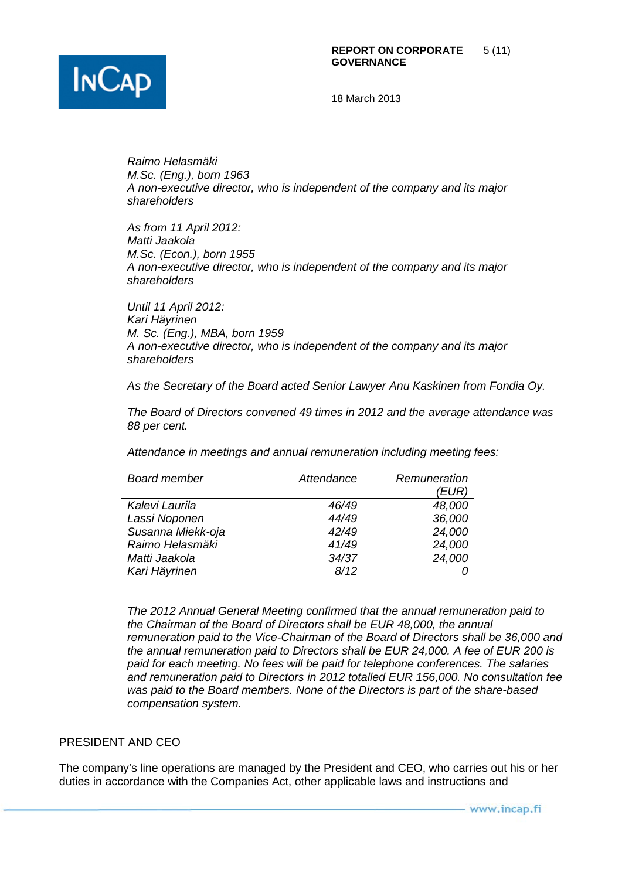*Raimo Helasmäki*
*M.Sc. (Eng.), born 1963*
*A non-executive director, who is independent of the company and its major shareholders*

*As from 11 April 2012:*
*Matti Jaakola*
*M.Sc. (Econ.), born 1955*
*A non-executive director, who is independent of the company and its major shareholders*

*Until 11 April 2012:*
*Kari Häyrinen*
*M. Sc. (Eng.), MBA, born 1959*
*A non-executive director, who is independent of the company and its major shareholders*

*As the Secretary of the Board acted Senior Lawyer Anu Kaskinen from Fondia Oy.*

*The Board of Directors convened 49 times in 2012 and the average attendance was 88 per cent.*

*Attendance in meetings and annual remuneration including meeting fees:*

| *Board member* | *Attendance* | *Remuneration (EUR)* |
|---|---|---|
| *Kalevi Laurila* | *46/49* | *48,000* |
| *Lassi Noponen* | *44/49* | *36,000* |
| *Susanna Miekk-oja* | *42/49* | *24,000* |
| *Raimo Helasmäki* | *41/49* | *24,000* |
| *Matti Jaakola* | *34/37* | *24,000* |
| *Kari Häyrinen* | *8/12* | *0* |

*The 2012 Annual General Meeting confirmed that the annual remuneration paid to the Chairman of the Board of Directors shall be EUR 48,000, the annual remuneration paid to the Vice-Chairman of the Board of Directors shall be 36,000 and the annual remuneration paid to Directors shall be EUR 24,000. A fee of EUR 200 is paid for each meeting. No fees will be paid for telephone conferences. The salaries and remuneration paid to Directors in 2012 totalled EUR 156,000. No consultation fee was paid to the Board members. None of the Directors is part of the share-based compensation system.*

## PRESIDENT AND CEO

The company's line operations are managed by the President and CEO, who carries out his or her duties in accordance with the Companies Act, other applicable laws and instructions and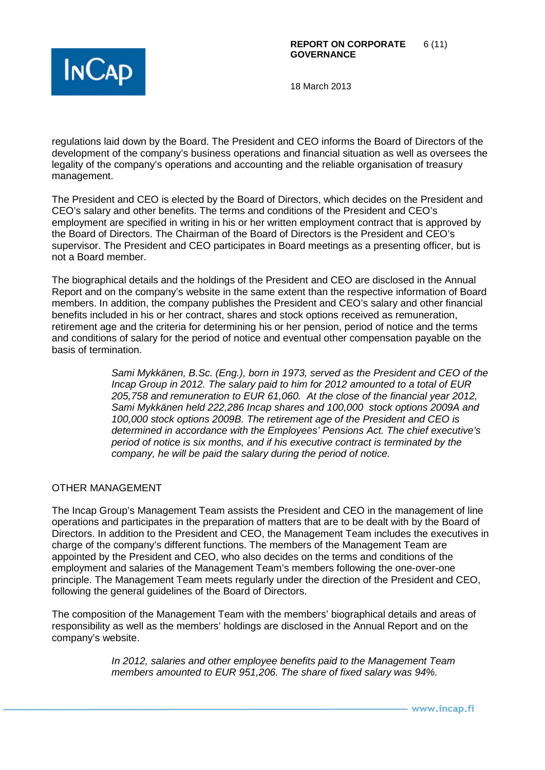regulations laid down by the Board. The President and CEO informs the Board of Directors of the development of the company's business operations and financial situation as well as oversees the legality of the company's operations and accounting and the reliable organisation of treasury management.

The President and CEO is elected by the Board of Directors, which decides on the President and CEO's salary and other benefits. The terms and conditions of the President and CEO's employment are specified in writing in his or her written employment contract that is approved by the Board of Directors. The Chairman of the Board of Directors is the President and CEO's supervisor. The President and CEO participates in Board meetings as a presenting officer, but is not a Board member.

The biographical details and the holdings of the President and CEO are disclosed in the Annual Report and on the company's website in the same extent than the respective information of Board members. In addition, the company publishes the President and CEO's salary and other financial benefits included in his or her contract, shares and stock options received as remuneration, retirement age and the criteria for determining his or her pension, period of notice and the terms and conditions of salary for the period of notice and eventual other compensation payable on the basis of termination.

> *Sami Mykkänen, B.Sc. (Eng.), born in 1973, served as the President and CEO of the Incap Group in 2012. The salary paid to him for 2012 amounted to a total of EUR 205,758 and remuneration to EUR 61,060. At the close of the financial year 2012, Sami Mykkänen held 222,286 Incap shares and 100,000 stock options 2009A and 100,000 stock options 2009B. The retirement age of the President and CEO is determined in accordance with the Employees' Pensions Act. The chief executive's period of notice is six months, and if his executive contract is terminated by the company, he will be paid the salary during the period of notice.*

## OTHER MANAGEMENT

The Incap Group's Management Team assists the President and CEO in the management of line operations and participates in the preparation of matters that are to be dealt with by the Board of Directors. In addition to the President and CEO, the Management Team includes the executives in charge of the company's different functions. The members of the Management Team are appointed by the President and CEO, who also decides on the terms and conditions of the employment and salaries of the Management Team's members following the one-over-one principle. The Management Team meets regularly under the direction of the President and CEO, following the general guidelines of the Board of Directors.

The composition of the Management Team with the members' biographical details and areas of responsibility as well as the members' holdings are disclosed in the Annual Report and on the company's website.

> *In 2012, salaries and other employee benefits paid to the Management Team members amounted to EUR 951,206. The share of fixed salary was 94%.*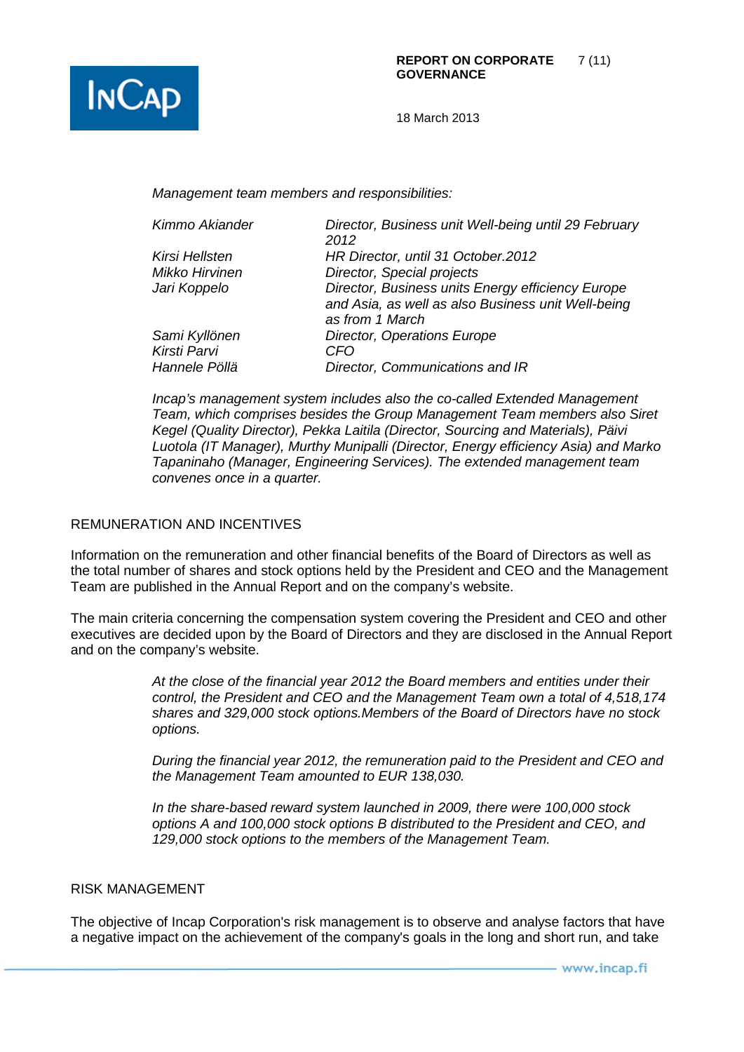*Management team members and responsibilities:*

| | |
|---|---|
| *Kimmo Akiander* | *Director, Business unit Well-being until 29 February 2012* |
| *Kirsi Hellsten* | *HR Director, until 31 October.2012* |
| *Mikko Hirvinen* | *Director, Special projects* |
| *Jari Koppelo* | *Director, Business units Energy efficiency Europe and Asia, as well as also Business unit Well-being as from 1 March* |
| *Sami Kyllönen* | *Director, Operations Europe* |
| *Kirsti Parvi* | *CFO* |
| *Hannele Pöllä* | *Director, Communications and IR* |

*Incap's management system includes also the co-called Extended Management Team, which comprises besides the Group Management Team members also Siret Kegel (Quality Director), Pekka Laitila (Director, Sourcing and Materials), Päivi Luotola (IT Manager), Murthy Munipalli (Director, Energy efficiency Asia) and Marko Tapaninaho (Manager, Engineering Services). The extended management team convenes once in a quarter.*

## REMUNERATION AND INCENTIVES

Information on the remuneration and other financial benefits of the Board of Directors as well as the total number of shares and stock options held by the President and CEO and the Management Team are published in the Annual Report and on the company's website.

The main criteria concerning the compensation system covering the President and CEO and other executives are decided upon by the Board of Directors and they are disclosed in the Annual Report and on the company's website.

*At the close of the financial year 2012 the Board members and entities under their control, the President and CEO and the Management Team own a total of 4,518,174 shares and 329,000 stock options.Members of the Board of Directors have no stock options.*

*During the financial year 2012, the remuneration paid to the President and CEO and the Management Team amounted to EUR 138,030.*

*In the share-based reward system launched in 2009, there were 100,000 stock options A and 100,000 stock options B distributed to the President and CEO, and 129,000 stock options to the members of the Management Team.*

## RISK MANAGEMENT

The objective of Incap Corporation's risk management is to observe and analyse factors that have a negative impact on the achievement of the company's goals in the long and short run, and take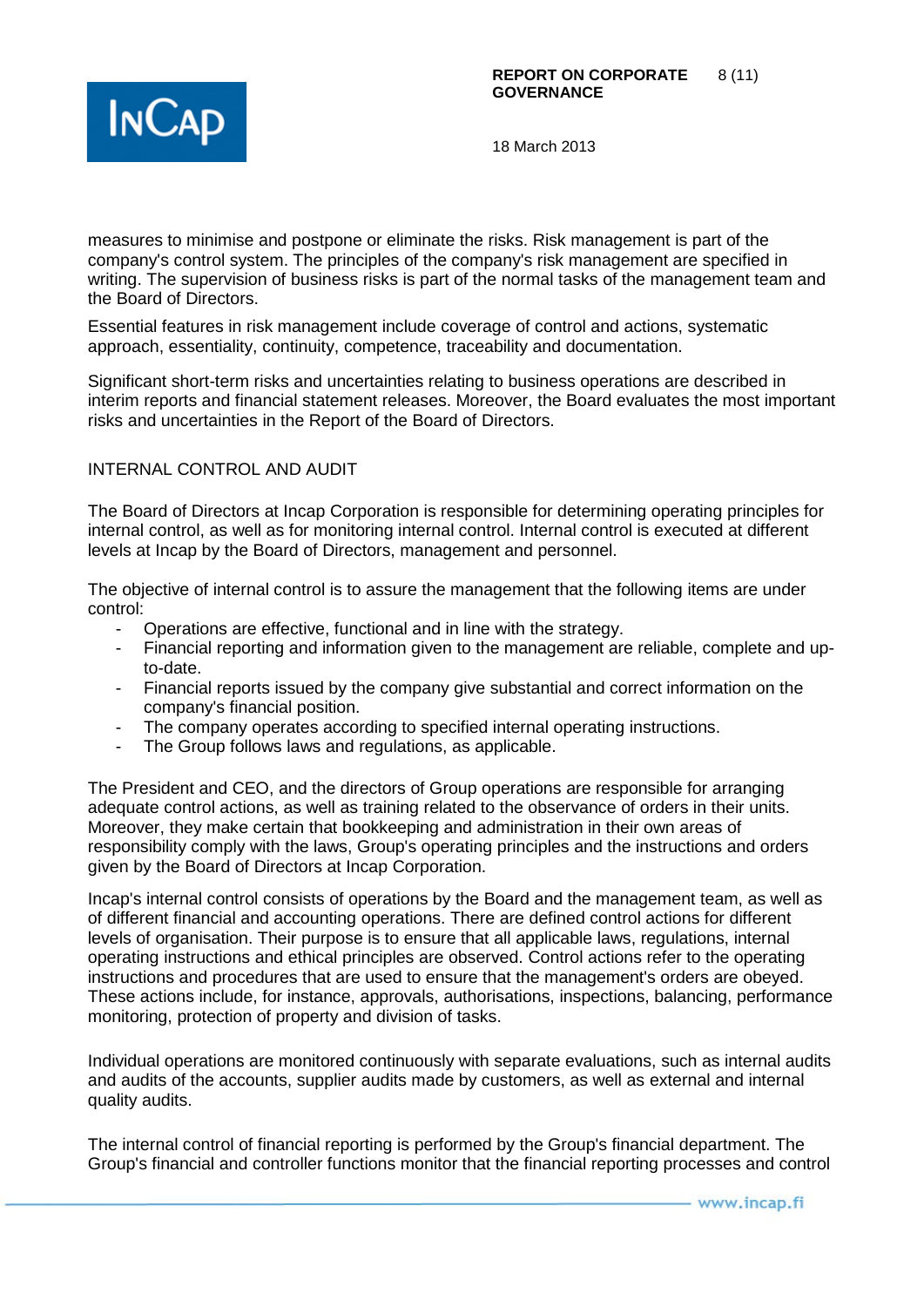measures to minimise and postpone or eliminate the risks. Risk management is part of the company's control system. The principles of the company's risk management are specified in writing. The supervision of business risks is part of the normal tasks of the management team and the Board of Directors.

Essential features in risk management include coverage of control and actions, systematic approach, essentiality, continuity, competence, traceability and documentation.

Significant short-term risks and uncertainties relating to business operations are described in interim reports and financial statement releases. Moreover, the Board evaluates the most important risks and uncertainties in the Report of the Board of Directors.

## INTERNAL CONTROL AND AUDIT

The Board of Directors at Incap Corporation is responsible for determining operating principles for internal control, as well as for monitoring internal control. Internal control is executed at different levels at Incap by the Board of Directors, management and personnel.

The objective of internal control is to assure the management that the following items are under control:

- Operations are effective, functional and in line with the strategy.
- Financial reporting and information given to the management are reliable, complete and up-to-date.
- Financial reports issued by the company give substantial and correct information on the company's financial position.
- The company operates according to specified internal operating instructions.
- The Group follows laws and regulations, as applicable.

The President and CEO, and the directors of Group operations are responsible for arranging adequate control actions, as well as training related to the observance of orders in their units. Moreover, they make certain that bookkeeping and administration in their own areas of responsibility comply with the laws, Group's operating principles and the instructions and orders given by the Board of Directors at Incap Corporation.

Incap's internal control consists of operations by the Board and the management team, as well as of different financial and accounting operations. There are defined control actions for different levels of organisation. Their purpose is to ensure that all applicable laws, regulations, internal operating instructions and ethical principles are observed. Control actions refer to the operating instructions and procedures that are used to ensure that the management's orders are obeyed. These actions include, for instance, approvals, authorisations, inspections, balancing, performance monitoring, protection of property and division of tasks.

Individual operations are monitored continuously with separate evaluations, such as internal audits and audits of the accounts, supplier audits made by customers, as well as external and internal quality audits.

The internal control of financial reporting is performed by the Group's financial department. The Group's financial and controller functions monitor that the financial reporting processes and control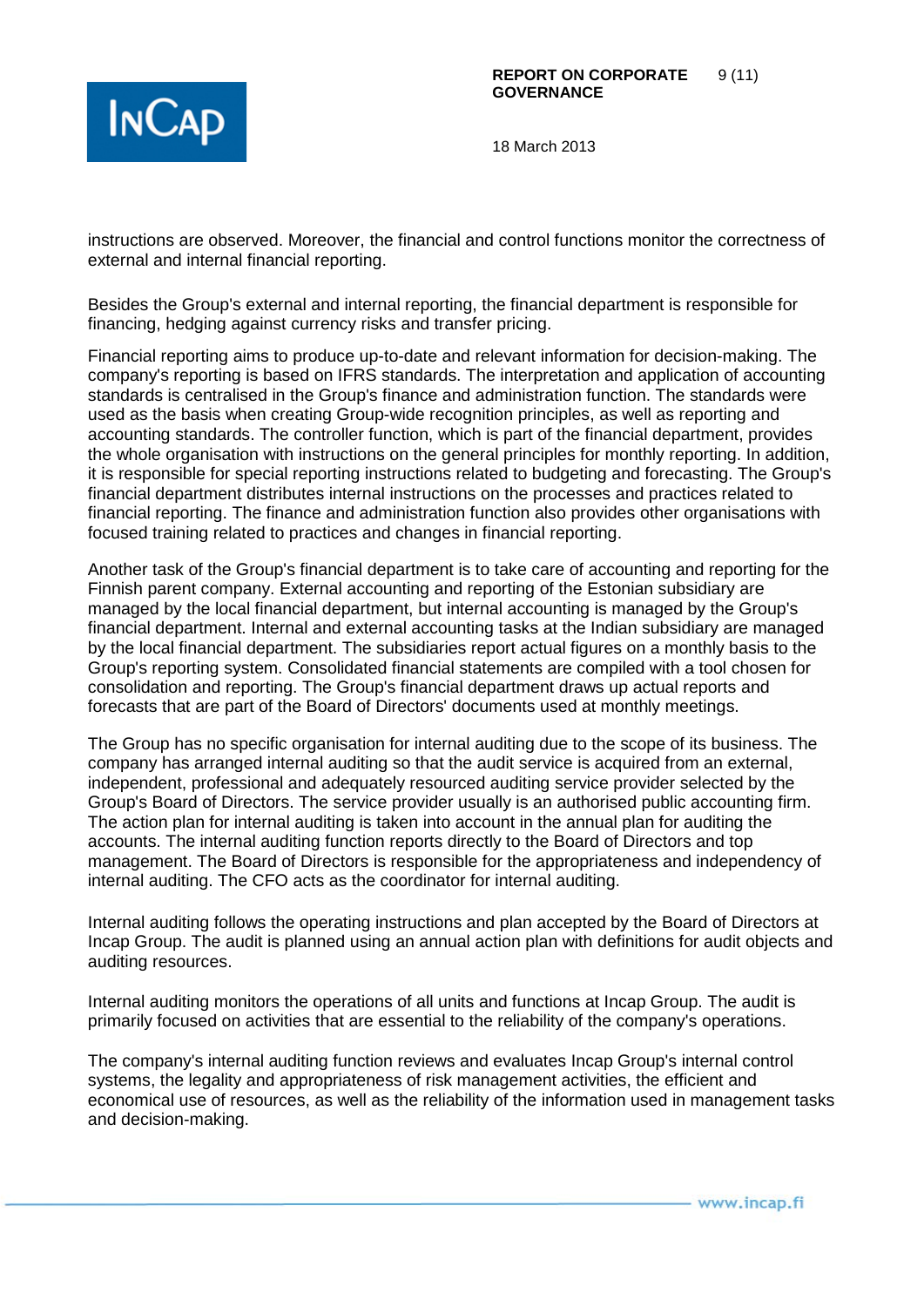instructions are observed. Moreover, the financial and control functions monitor the correctness of external and internal financial reporting.

Besides the Group's external and internal reporting, the financial department is responsible for financing, hedging against currency risks and transfer pricing.

Financial reporting aims to produce up-to-date and relevant information for decision-making. The company's reporting is based on IFRS standards. The interpretation and application of accounting standards is centralised in the Group's finance and administration function. The standards were used as the basis when creating Group-wide recognition principles, as well as reporting and accounting standards. The controller function, which is part of the financial department, provides the whole organisation with instructions on the general principles for monthly reporting. In addition, it is responsible for special reporting instructions related to budgeting and forecasting. The Group's financial department distributes internal instructions on the processes and practices related to financial reporting. The finance and administration function also provides other organisations with focused training related to practices and changes in financial reporting.

Another task of the Group's financial department is to take care of accounting and reporting for the Finnish parent company. External accounting and reporting of the Estonian subsidiary are managed by the local financial department, but internal accounting is managed by the Group's financial department. Internal and external accounting tasks at the Indian subsidiary are managed by the local financial department. The subsidiaries report actual figures on a monthly basis to the Group's reporting system. Consolidated financial statements are compiled with a tool chosen for consolidation and reporting. The Group's financial department draws up actual reports and forecasts that are part of the Board of Directors' documents used at monthly meetings.

The Group has no specific organisation for internal auditing due to the scope of its business. The company has arranged internal auditing so that the audit service is acquired from an external, independent, professional and adequately resourced auditing service provider selected by the Group's Board of Directors. The service provider usually is an authorised public accounting firm. The action plan for internal auditing is taken into account in the annual plan for auditing the accounts. The internal auditing function reports directly to the Board of Directors and top management. The Board of Directors is responsible for the appropriateness and independency of internal auditing. The CFO acts as the coordinator for internal auditing.

Internal auditing follows the operating instructions and plan accepted by the Board of Directors at Incap Group. The audit is planned using an annual action plan with definitions for audit objects and auditing resources.

Internal auditing monitors the operations of all units and functions at Incap Group. The audit is primarily focused on activities that are essential to the reliability of the company's operations.

The company's internal auditing function reviews and evaluates Incap Group's internal control systems, the legality and appropriateness of risk management activities, the efficient and economical use of resources, as well as the reliability of the information used in management tasks and decision-making.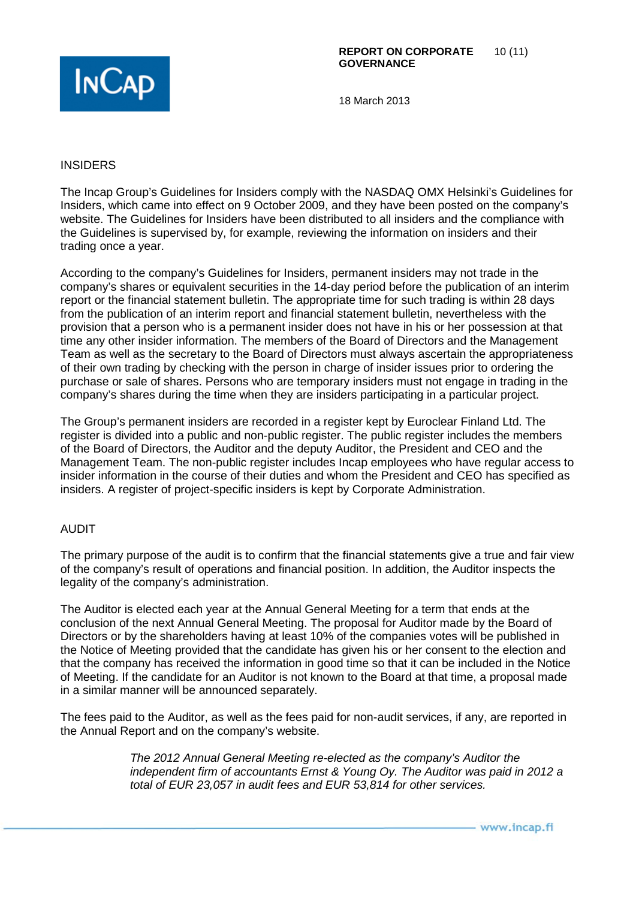## INSIDERS

The Incap Group's Guidelines for Insiders comply with the NASDAQ OMX Helsinki's Guidelines for Insiders, which came into effect on 9 October 2009, and they have been posted on the company's website. The Guidelines for Insiders have been distributed to all insiders and the compliance with the Guidelines is supervised by, for example, reviewing the information on insiders and their trading once a year.

According to the company's Guidelines for Insiders, permanent insiders may not trade in the company's shares or equivalent securities in the 14-day period before the publication of an interim report or the financial statement bulletin. The appropriate time for such trading is within 28 days from the publication of an interim report and financial statement bulletin, nevertheless with the provision that a person who is a permanent insider does not have in his or her possession at that time any other insider information. The members of the Board of Directors and the Management Team as well as the secretary to the Board of Directors must always ascertain the appropriateness of their own trading by checking with the person in charge of insider issues prior to ordering the purchase or sale of shares. Persons who are temporary insiders must not engage in trading in the company's shares during the time when they are insiders participating in a particular project.

The Group's permanent insiders are recorded in a register kept by Euroclear Finland Ltd. The register is divided into a public and non-public register. The public register includes the members of the Board of Directors, the Auditor and the deputy Auditor, the President and CEO and the Management Team. The non-public register includes Incap employees who have regular access to insider information in the course of their duties and whom the President and CEO has specified as insiders. A register of project-specific insiders is kept by Corporate Administration.

## AUDIT

The primary purpose of the audit is to confirm that the financial statements give a true and fair view of the company's result of operations and financial position. In addition, the Auditor inspects the legality of the company's administration.

The Auditor is elected each year at the Annual General Meeting for a term that ends at the conclusion of the next Annual General Meeting. The proposal for Auditor made by the Board of Directors or by the shareholders having at least 10% of the companies votes will be published in the Notice of Meeting provided that the candidate has given his or her consent to the election and that the company has received the information in good time so that it can be included in the Notice of Meeting. If the candidate for an Auditor is not known to the Board at that time, a proposal made in a similar manner will be announced separately.

The fees paid to the Auditor, as well as the fees paid for non-audit services, if any, are reported in the Annual Report and on the company's website.

> *The 2012 Annual General Meeting re-elected as the company's Auditor the independent firm of accountants Ernst & Young Oy. The Auditor was paid in 2012 a total of EUR 23,057 in audit fees and EUR 53,814 for other services.*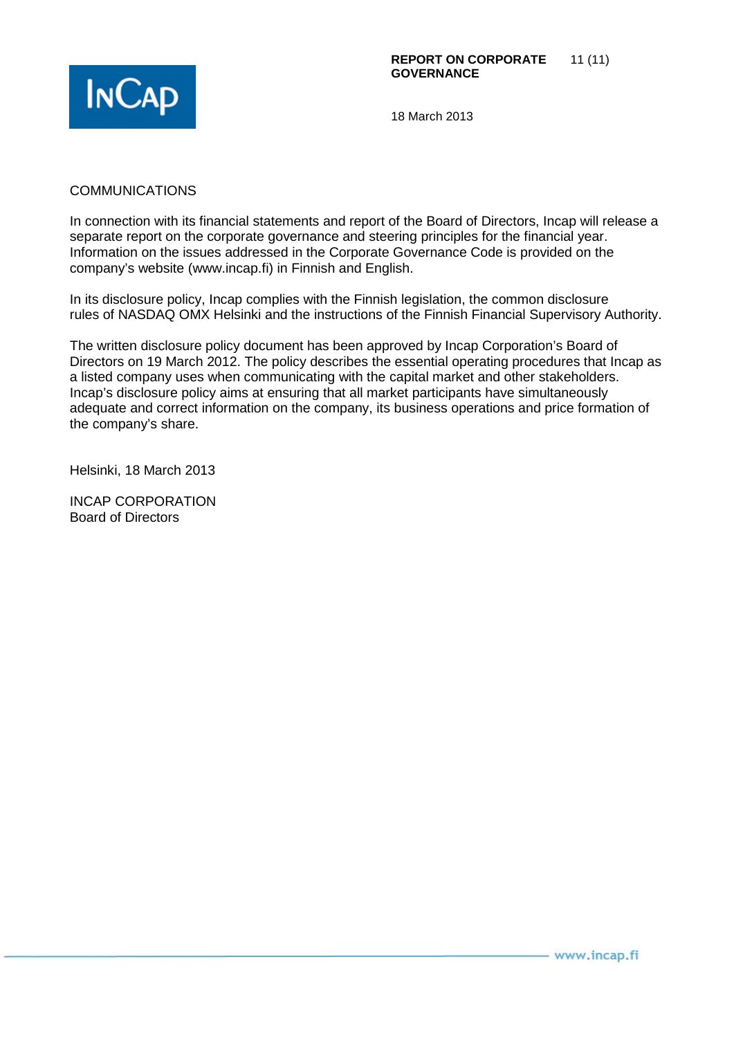## COMMUNICATIONS

In connection with its financial statements and report of the Board of Directors, Incap will release a separate report on the corporate governance and steering principles for the financial year. Information on the issues addressed in the Corporate Governance Code is provided on the company's website (www.incap.fi) in Finnish and English.

In its disclosure policy, Incap complies with the Finnish legislation, the common disclosure rules of NASDAQ OMX Helsinki and the instructions of the Finnish Financial Supervisory Authority.

The written disclosure policy document has been approved by Incap Corporation's Board of Directors on 19 March 2012. The policy describes the essential operating procedures that Incap as a listed company uses when communicating with the capital market and other stakeholders. Incap's disclosure policy aims at ensuring that all market participants have simultaneously adequate and correct information on the company, its business operations and price formation of the company's share.

Helsinki, 18 March 2013

INCAP CORPORATION
Board of Directors